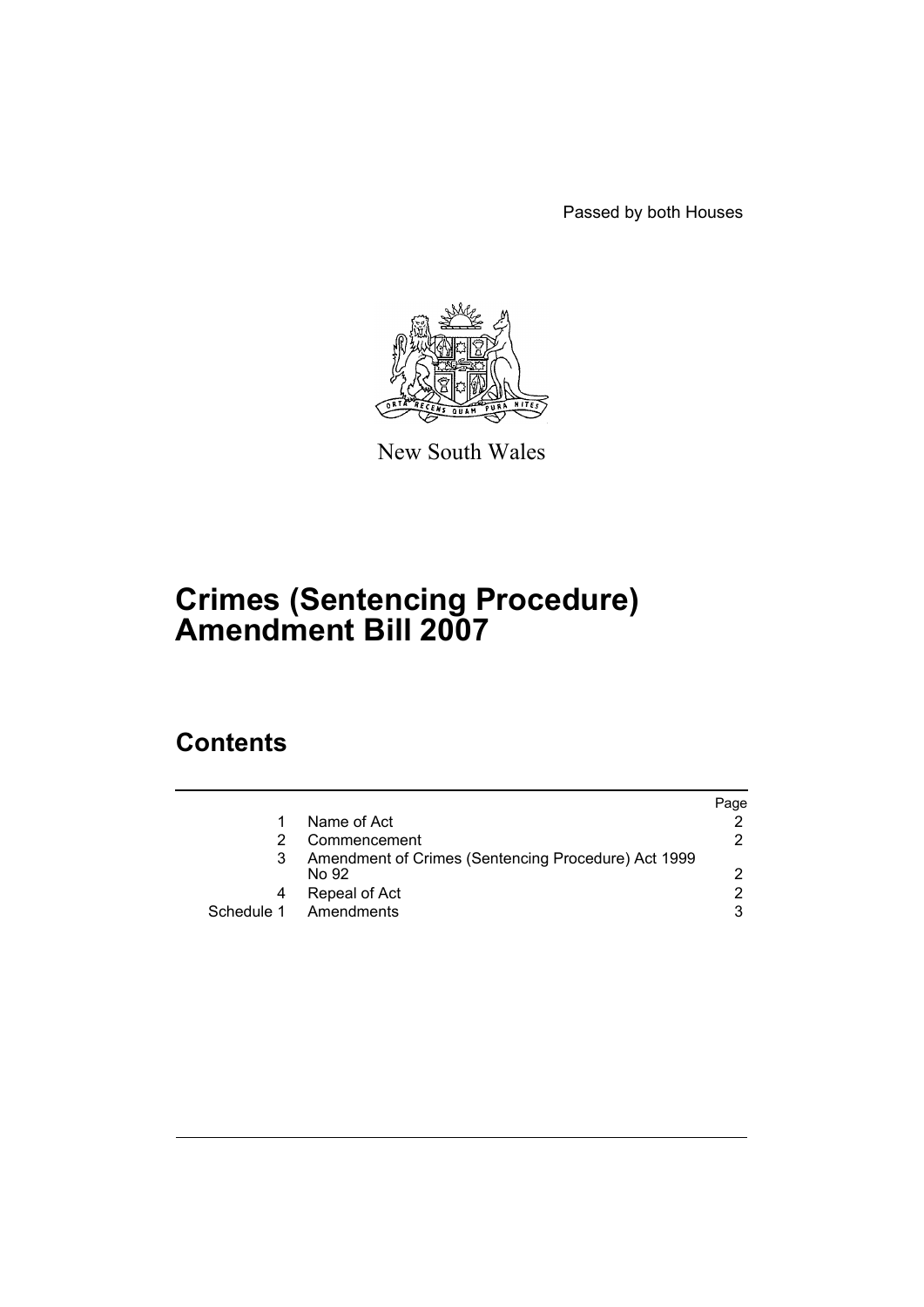Passed by both Houses

New South Wales

# Crimes (Sentencing Procedure) Amendment Bill 2007

## Contents

| | | Page |
|---|---|---|
| 1 | Name of Act | 2 |
| 2 | Commencement | 2 |
| 3 | Amendment of Crimes (Sentencing Procedure) Act 1999 No 92 | 2 |
| 4 | Repeal of Act | 2 |
| Schedule 1 | Amendments | 3 |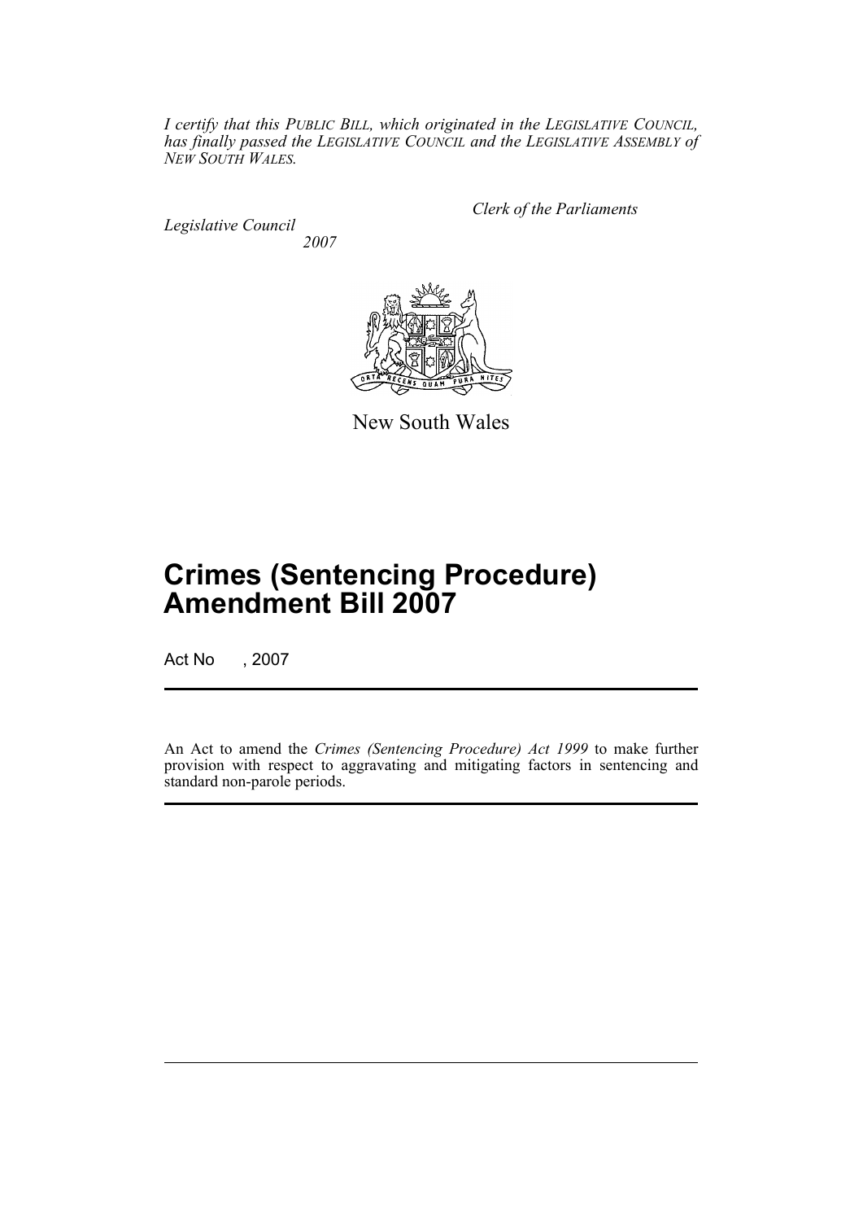*I certify that this PUBLIC BILL, which originated in the LEGISLATIVE COUNCIL, has finally passed the LEGISLATIVE COUNCIL and the LEGISLATIVE ASSEMBLY of NEW SOUTH WALES.*

*Clerk of the Parliaments*

*Legislative Council*
*2007*

New South Wales

# Crimes (Sentencing Procedure) Amendment Bill 2007

Act No , 2007

An Act to amend the *Crimes (Sentencing Procedure) Act 1999* to make further provision with respect to aggravating and mitigating factors in sentencing and standard non-parole periods.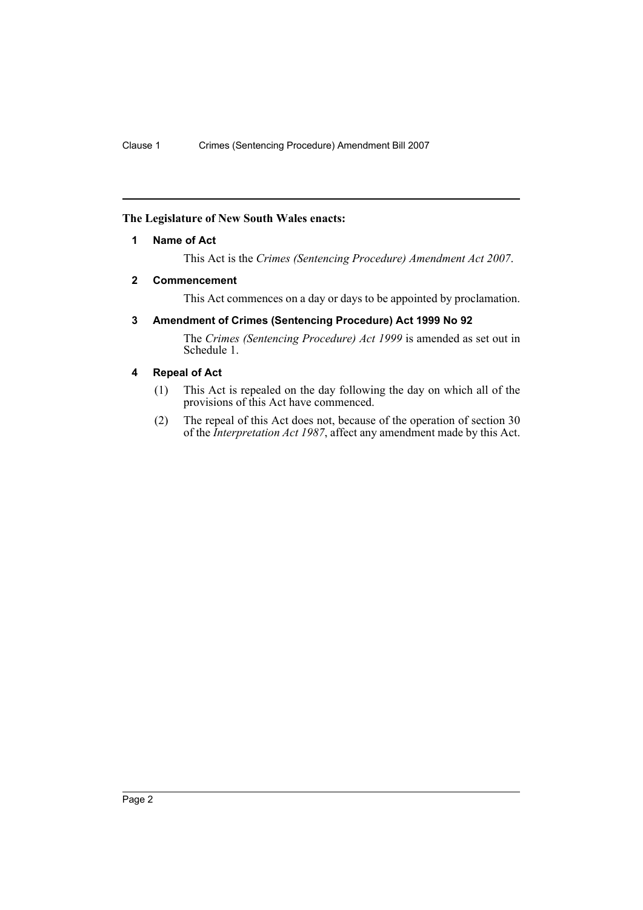**The Legislature of New South Wales enacts:**

**1 Name of Act**

This Act is the *Crimes (Sentencing Procedure) Amendment Act 2007*.

**2 Commencement**

This Act commences on a day or days to be appointed by proclamation.

**3 Amendment of Crimes (Sentencing Procedure) Act 1999 No 92**

The *Crimes (Sentencing Procedure) Act 1999* is amended as set out in Schedule 1.

**4 Repeal of Act**

(1) This Act is repealed on the day following the day on which all of the provisions of this Act have commenced.

(2) The repeal of this Act does not, because of the operation of section 30 of the *Interpretation Act 1987*, affect any amendment made by this Act.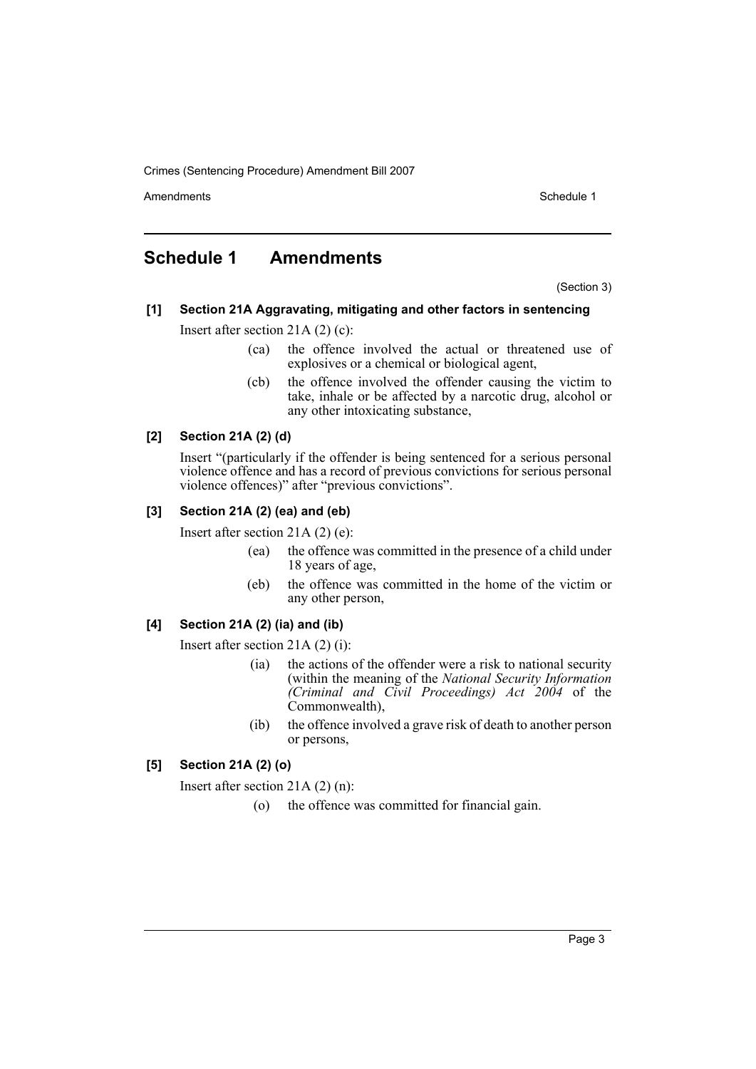# Schedule 1 Amendments

(Section 3)

**[1] Section 21A Aggravating, mitigating and other factors in sentencing**

Insert after section 21A (2) (c):

> (ca) the offence involved the actual or threatened use of explosives or a chemical or biological agent,
>
> (cb) the offence involved the offender causing the victim to take, inhale or be affected by a narcotic drug, alcohol or any other intoxicating substance,

**[2] Section 21A (2) (d)**

Insert "(particularly if the offender is being sentenced for a serious personal violence offence and has a record of previous convictions for serious personal violence offences)" after "previous convictions".

**[3] Section 21A (2) (ea) and (eb)**

Insert after section 21A (2) (e):

> (ea) the offence was committed in the presence of a child under 18 years of age,
>
> (eb) the offence was committed in the home of the victim or any other person,

**[4] Section 21A (2) (ia) and (ib)**

Insert after section 21A (2) (i):

> (ia) the actions of the offender were a risk to national security (within the meaning of the *National Security Information (Criminal and Civil Proceedings) Act 2004* of the Commonwealth),
>
> (ib) the offence involved a grave risk of death to another person or persons,

**[5] Section 21A (2) (o)**

Insert after section 21A (2) (n):

> (o) the offence was committed for financial gain.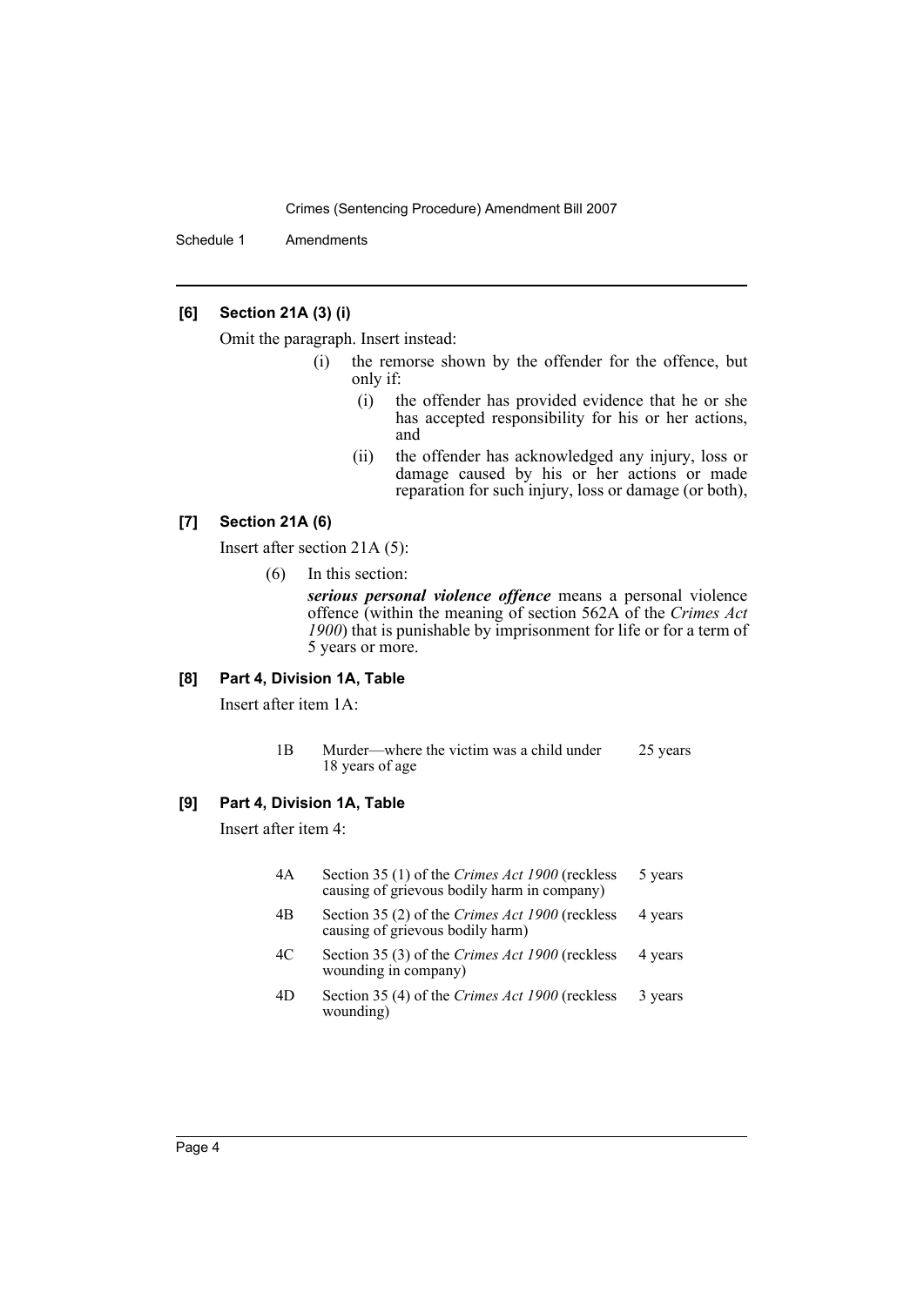### [6] Section 21A (3) (i)

Omit the paragraph. Insert instead:

> (i) the remorse shown by the offender for the offence, but only if:
>
> > (i) the offender has provided evidence that he or she has accepted responsibility for his or her actions, and
> >
> > (ii) the offender has acknowledged any injury, loss or damage caused by his or her actions or made reparation for such injury, loss or damage (or both),

### [7] Section 21A (6)

Insert after section 21A (5):

> (6) In this section:
>
> ***serious personal violence offence*** means a personal violence offence (within the meaning of section 562A of the *Crimes Act 1900*) that is punishable by imprisonment for life or for a term of 5 years or more.

### [8] Part 4, Division 1A, Table

Insert after item 1A:

| | | |
|---|---|---|
| 1B | Murder—where the victim was a child under 18 years of age | 25 years |

### [9] Part 4, Division 1A, Table

Insert after item 4:

| | | |
|---|---|---|
| 4A | Section 35 (1) of the *Crimes Act 1900* (reckless causing of grievous bodily harm in company) | 5 years |
| 4B | Section 35 (2) of the *Crimes Act 1900* (reckless causing of grievous bodily harm) | 4 years |
| 4C | Section 35 (3) of the *Crimes Act 1900* (reckless wounding in company) | 4 years |
| 4D | Section 35 (4) of the *Crimes Act 1900* (reckless wounding) | 3 years |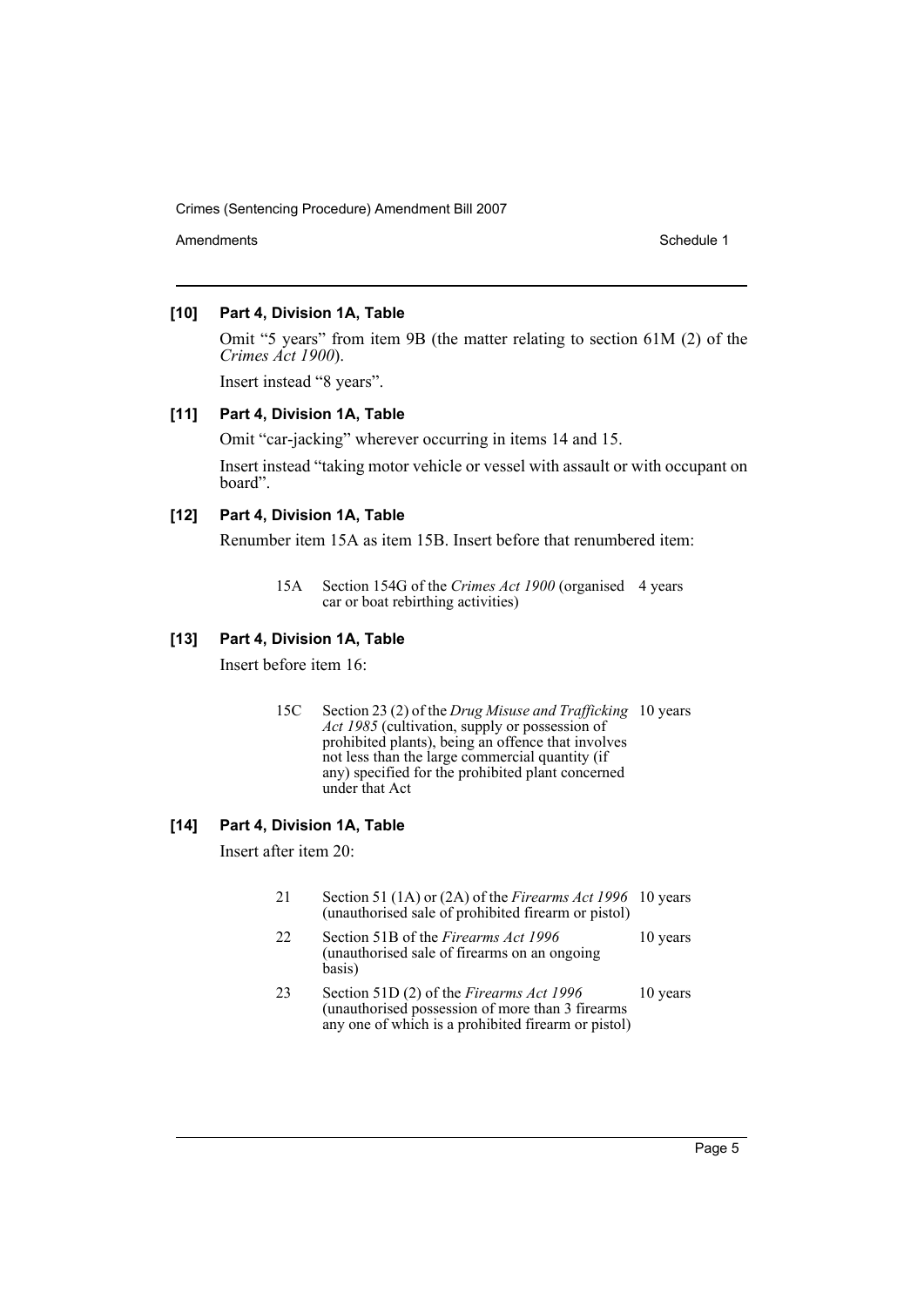### [10] Part 4, Division 1A, Table

Omit "5 years" from item 9B (the matter relating to section 61M (2) of the *Crimes Act 1900*).

Insert instead "8 years".

### [11] Part 4, Division 1A, Table

Omit "car-jacking" wherever occurring in items 14 and 15.

Insert instead "taking motor vehicle or vessel with assault or with occupant on board".

### [12] Part 4, Division 1A, Table

Renumber item 15A as item 15B. Insert before that renumbered item:

| | | |
|---|---|---|
| 15A | Section 154G of the *Crimes Act 1900* (organised car or boat rebirthing activities) | 4 years |

### [13] Part 4, Division 1A, Table

Insert before item 16:

| | | |
|---|---|---|
| 15C | Section 23 (2) of the *Drug Misuse and Trafficking Act 1985* (cultivation, supply or possession of prohibited plants), being an offence that involves not less than the large commercial quantity (if any) specified for the prohibited plant concerned under that Act | 10 years |

### [14] Part 4, Division 1A, Table

Insert after item 20:

| | | |
|---|---|---|
| 21 | Section 51 (1A) or (2A) of the *Firearms Act 1996* (unauthorised sale of prohibited firearm or pistol) | 10 years |
| 22 | Section 51B of the *Firearms Act 1996* (unauthorised sale of firearms on an ongoing basis) | 10 years |
| 23 | Section 51D (2) of the *Firearms Act 1996* (unauthorised possession of more than 3 firearms any one of which is a prohibited firearm or pistol) | 10 years |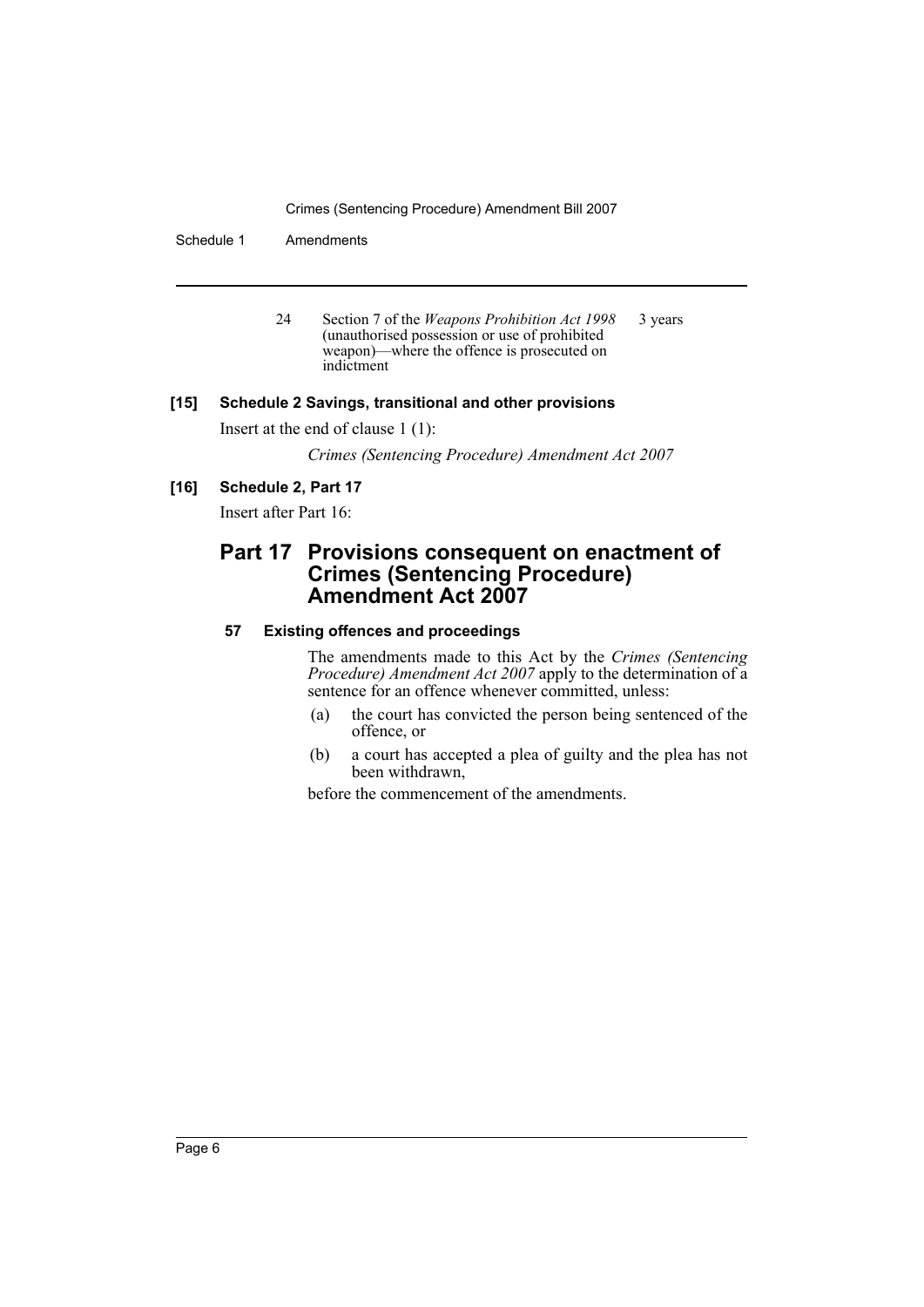| | | |
|---|---|---|
| 24 | Section 7 of the *Weapons Prohibition Act 1998* (unauthorised possession or use of prohibited weapon)—where the offence is prosecuted on indictment | 3 years |

**[15] Schedule 2 Savings, transitional and other provisions**

Insert at the end of clause 1 (1):

*Crimes (Sentencing Procedure) Amendment Act 2007*

**[16] Schedule 2, Part 17**

Insert after Part 16:

## Part 17 Provisions consequent on enactment of Crimes (Sentencing Procedure) Amendment Act 2007

### 57 Existing offences and proceedings

The amendments made to this Act by the *Crimes (Sentencing Procedure) Amendment Act 2007* apply to the determination of a sentence for an offence whenever committed, unless:

(a) the court has convicted the person being sentenced of the offence, or

(b) a court has accepted a plea of guilty and the plea has not been withdrawn,

before the commencement of the amendments.